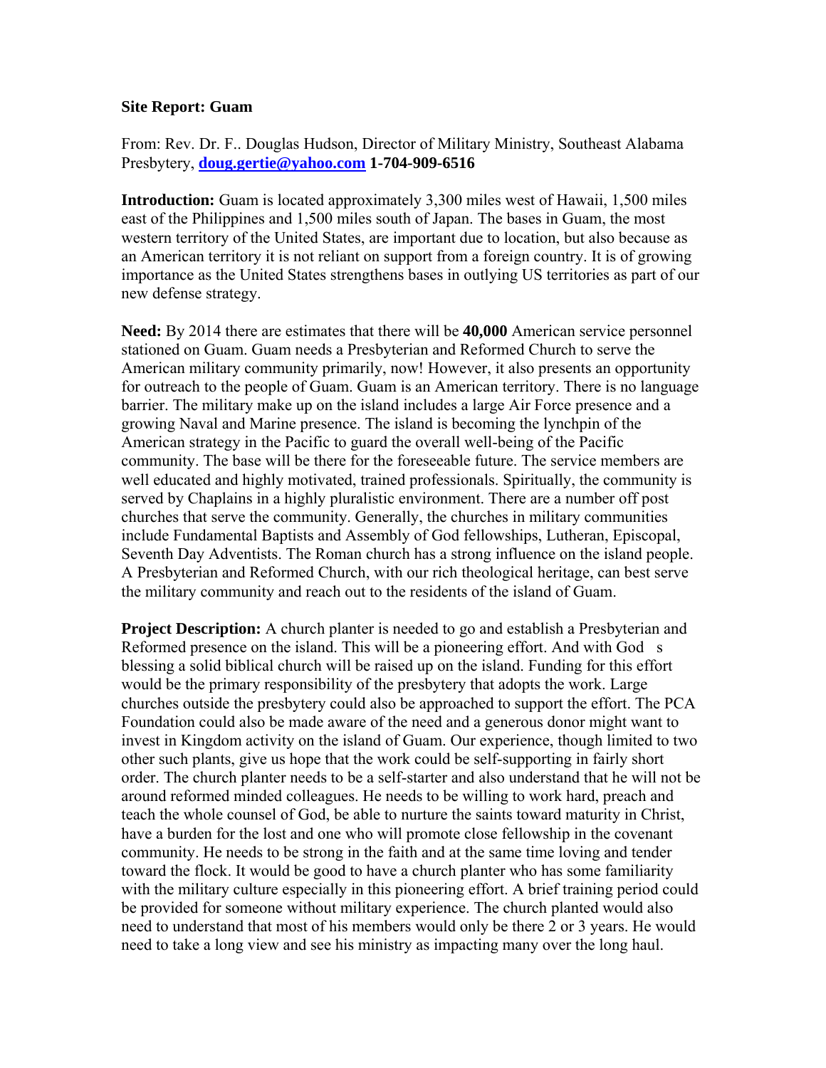**Site Report: Guam**

From: Rev. Dr. F.. Douglas Hudson, Director of Military Ministry, Southeast Alabama Presbytery, **doug.gertie@yahoo.com 1-704-909-6516**

**Introduction:** Guam is located approximately 3,300 miles west of Hawaii, 1,500 miles east of the Philippines and 1,500 miles south of Japan. The bases in Guam, the most western territory of the United States, are important due to location, but also because as an American territory it is not reliant on support from a foreign country. It is of growing importance as the United States strengthens bases in outlying US territories as part of our new defense strategy.

**Need:** By 2014 there are estimates that there will be **40,000** American service personnel stationed on Guam. Guam needs a Presbyterian and Reformed Church to serve the American military community primarily, now! However, it also presents an opportunity for outreach to the people of Guam. Guam is an American territory. There is no language barrier. The military make up on the island includes a large Air Force presence and a growing Naval and Marine presence. The island is becoming the lynchpin of the American strategy in the Pacific to guard the overall well-being of the Pacific community. The base will be there for the foreseeable future. The service members are well educated and highly motivated, trained professionals. Spiritually, the community is served by Chaplains in a highly pluralistic environment. There are a number off post churches that serve the community. Generally, the churches in military communities include Fundamental Baptists and Assembly of God fellowships, Lutheran, Episcopal, Seventh Day Adventists. The Roman church has a strong influence on the island people. A Presbyterian and Reformed Church, with our rich theological heritage, can best serve the military community and reach out to the residents of the island of Guam.

**Project Description:** A church planter is needed to go and establish a Presbyterian and Reformed presence on the island. This will be a pioneering effort. And with God s blessing a solid biblical church will be raised up on the island. Funding for this effort would be the primary responsibility of the presbytery that adopts the work. Large churches outside the presbytery could also be approached to support the effort. The PCA Foundation could also be made aware of the need and a generous donor might want to invest in Kingdom activity on the island of Guam. Our experience, though limited to two other such plants, give us hope that the work could be self-supporting in fairly short order. The church planter needs to be a self-starter and also understand that he will not be around reformed minded colleagues. He needs to be willing to work hard, preach and teach the whole counsel of God, be able to nurture the saints toward maturity in Christ, have a burden for the lost and one who will promote close fellowship in the covenant community. He needs to be strong in the faith and at the same time loving and tender toward the flock. It would be good to have a church planter who has some familiarity with the military culture especially in this pioneering effort. A brief training period could be provided for someone without military experience. The church planted would also need to understand that most of his members would only be there 2 or 3 years. He would need to take a long view and see his ministry as impacting many over the long haul.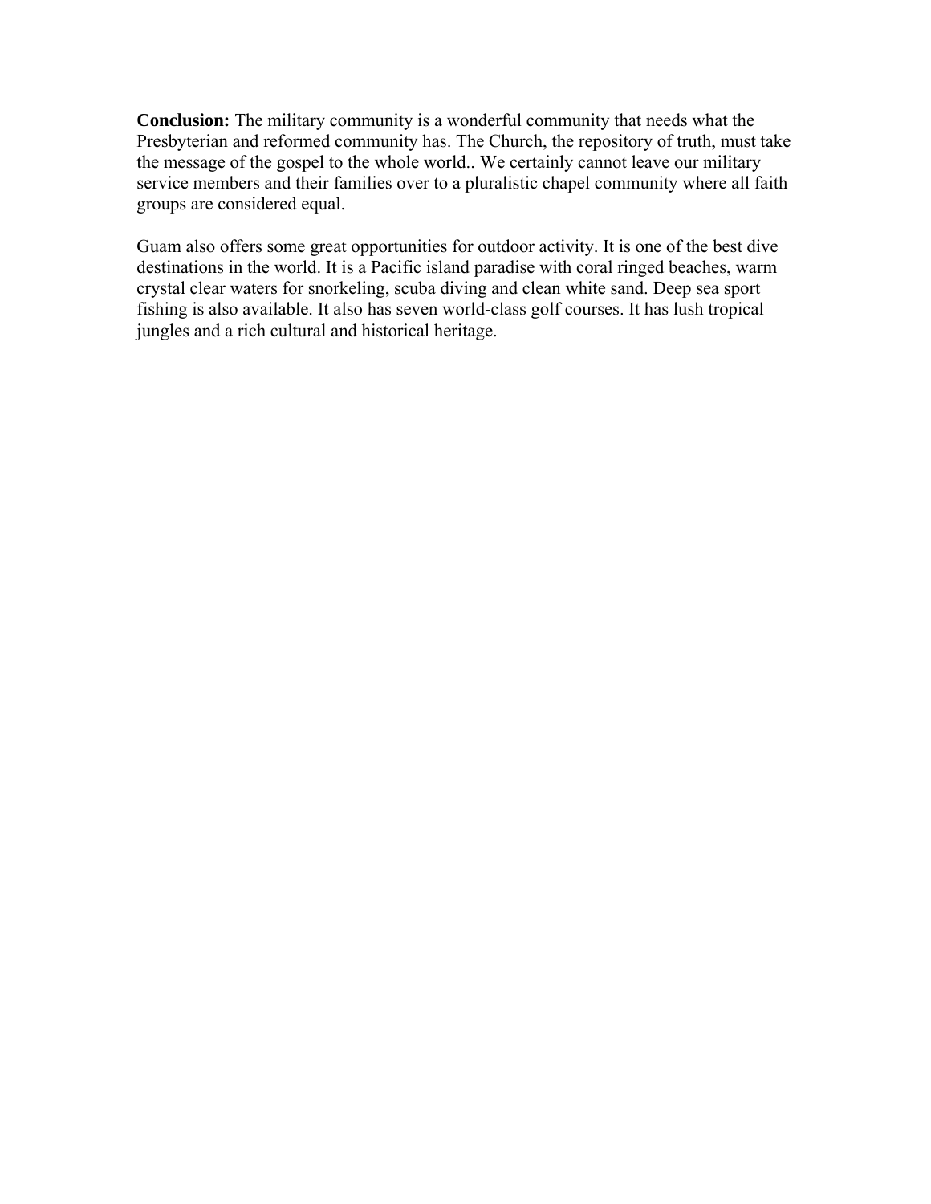**Conclusion:** The military community is a wonderful community that needs what the Presbyterian and reformed community has. The Church, the repository of truth, must take the message of the gospel to the whole world.. We certainly cannot leave our military service members and their families over to a pluralistic chapel community where all faith groups are considered equal.

Guam also offers some great opportunities for outdoor activity. It is one of the best dive destinations in the world. It is a Pacific island paradise with coral ringed beaches, warm crystal clear waters for snorkeling, scuba diving and clean white sand. Deep sea sport fishing is also available. It also has seven world-class golf courses. It has lush tropical jungles and a rich cultural and historical heritage.